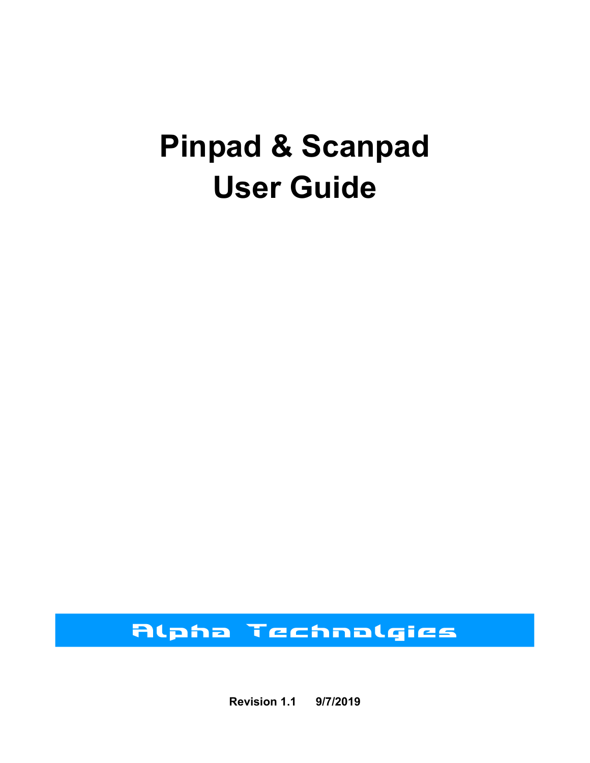# Pinpad & Scanpad User Guide

Alpha Technolgies

**Revision 1.1 9/7/2019**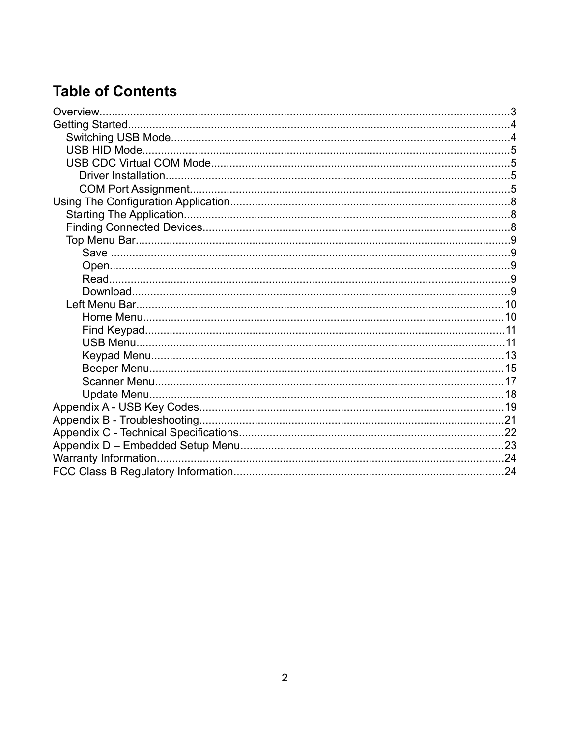# Table of Contents

- Overview....................3
- Getting Started....................4
  - Switching USB Mode....................4
  - USB HID Mode....................5
  - USB CDC Virtual COM Mode....................5
    - Driver Installation....................5
    - COM Port Assignment....................5
- Using The Configuration Application....................8
  - Starting The Application....................8
  - Finding Connected Devices....................8
  - Top Menu Bar....................9
    - Save....................9
    - Open....................9
    - Read....................9
    - Download....................9
  - Left Menu Bar....................10
    - Home Menu....................10
    - Find Keypad....................11
    - USB Menu....................11
    - Keypad Menu....................13
    - Beeper Menu....................15
    - Scanner Menu....................17
    - Update Menu....................18
- Appendix A - USB Key Codes....................19
- Appendix B - Troubleshooting....................21
- Appendix C - Technical Specifications....................22
- Appendix D – Embedded Setup Menu....................23
- Warranty Information....................24
- FCC Class B Regulatory Information....................24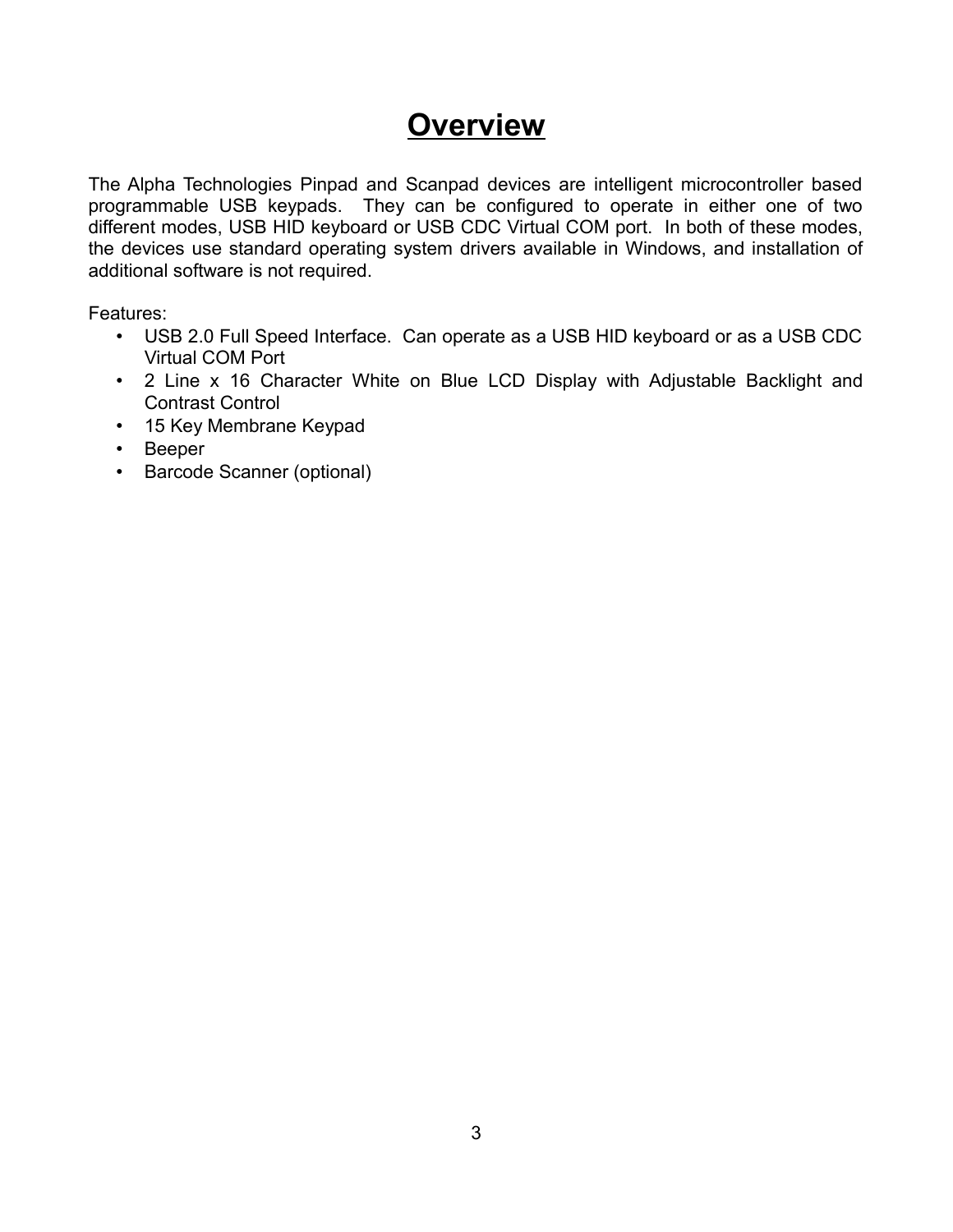# Overview

The Alpha Technologies Pinpad and Scanpad devices are intelligent microcontroller based programmable USB keypads. They can be configured to operate in either one of two different modes, USB HID keyboard or USB CDC Virtual COM port. In both of these modes, the devices use standard operating system drivers available in Windows, and installation of additional software is not required.

Features:

- USB 2.0 Full Speed Interface. Can operate as a USB HID keyboard or as a USB CDC Virtual COM Port
- 2 Line x 16 Character White on Blue LCD Display with Adjustable Backlight and Contrast Control
- 15 Key Membrane Keypad
- Beeper
- Barcode Scanner (optional)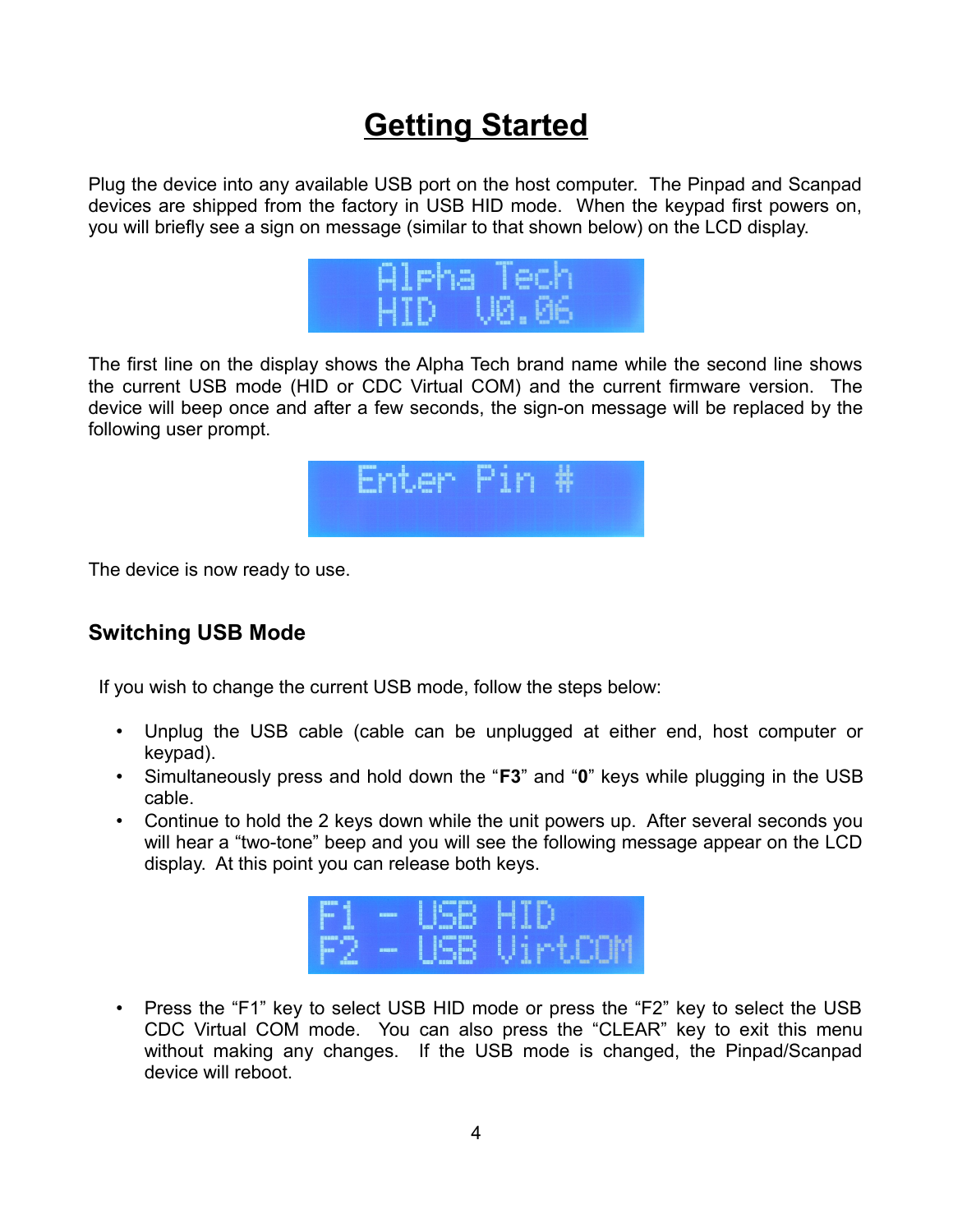# Getting Started

Plug the device into any available USB port on the host computer. The Pinpad and Scanpad devices are shipped from the factory in USB HID mode. When the keypad first powers on, you will briefly see a sign on message (similar to that shown below) on the LCD display.

```
Alpha Tech
HID  V0.06
```

The first line on the display shows the Alpha Tech brand name while the second line shows the current USB mode (HID or CDC Virtual COM) and the current firmware version. The device will beep once and after a few seconds, the sign-on message will be replaced by the following user prompt.

```
Enter Pin #
```

The device is now ready to use.

## Switching USB Mode

If you wish to change the current USB mode, follow the steps below:

- Unplug the USB cable (cable can be unplugged at either end, host computer or keypad).
- Simultaneously press and hold down the "**F3**" and "**0**" keys while plugging in the USB cable.
- Continue to hold the 2 keys down while the unit powers up. After several seconds you will hear a "two-tone" beep and you will see the following message appear on the LCD display. At this point you can release both keys.

```
F1 - USB HID
F2 - USB VirtCOM
```

- Press the "F1" key to select USB HID mode or press the "F2" key to select the USB CDC Virtual COM mode. You can also press the "CLEAR" key to exit this menu without making any changes. If the USB mode is changed, the Pinpad/Scanpad device will reboot.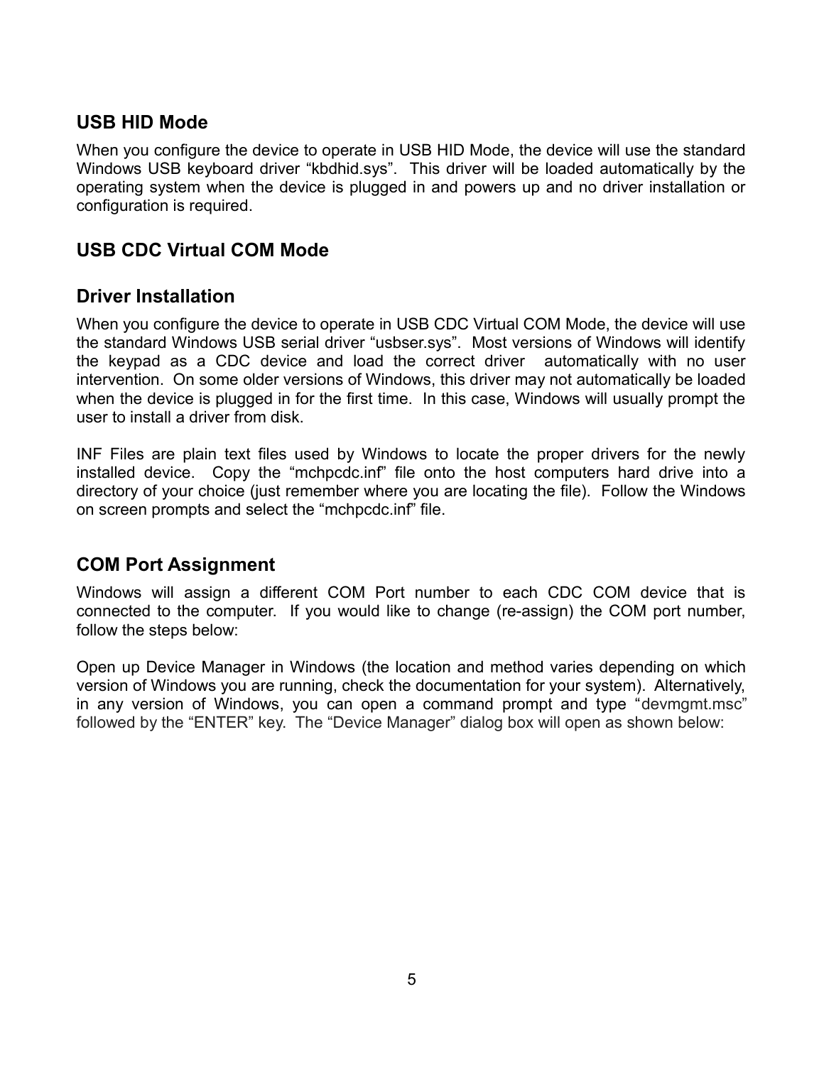## USB HID Mode

When you configure the device to operate in USB HID Mode, the device will use the standard Windows USB keyboard driver "kbdhid.sys". This driver will be loaded automatically by the operating system when the device is plugged in and powers up and no driver installation or configuration is required.

## USB CDC Virtual COM Mode

### Driver Installation

When you configure the device to operate in USB CDC Virtual COM Mode, the device will use the standard Windows USB serial driver "usbser.sys". Most versions of Windows will identify the keypad as a CDC device and load the correct driver automatically with no user intervention. On some older versions of Windows, this driver may not automatically be loaded when the device is plugged in for the first time. In this case, Windows will usually prompt the user to install a driver from disk.

INF Files are plain text files used by Windows to locate the proper drivers for the newly installed device. Copy the "mchpcdc.inf" file onto the host computers hard drive into a directory of your choice (just remember where you are locating the file). Follow the Windows on screen prompts and select the "mchpcdc.inf" file.

### COM Port Assignment

Windows will assign a different COM Port number to each CDC COM device that is connected to the computer. If you would like to change (re-assign) the COM port number, follow the steps below:

Open up Device Manager in Windows (the location and method varies depending on which version of Windows you are running, check the documentation for your system). Alternatively, in any version of Windows, you can open a command prompt and type "devmgmt.msc" followed by the "ENTER" key. The "Device Manager" dialog box will open as shown below: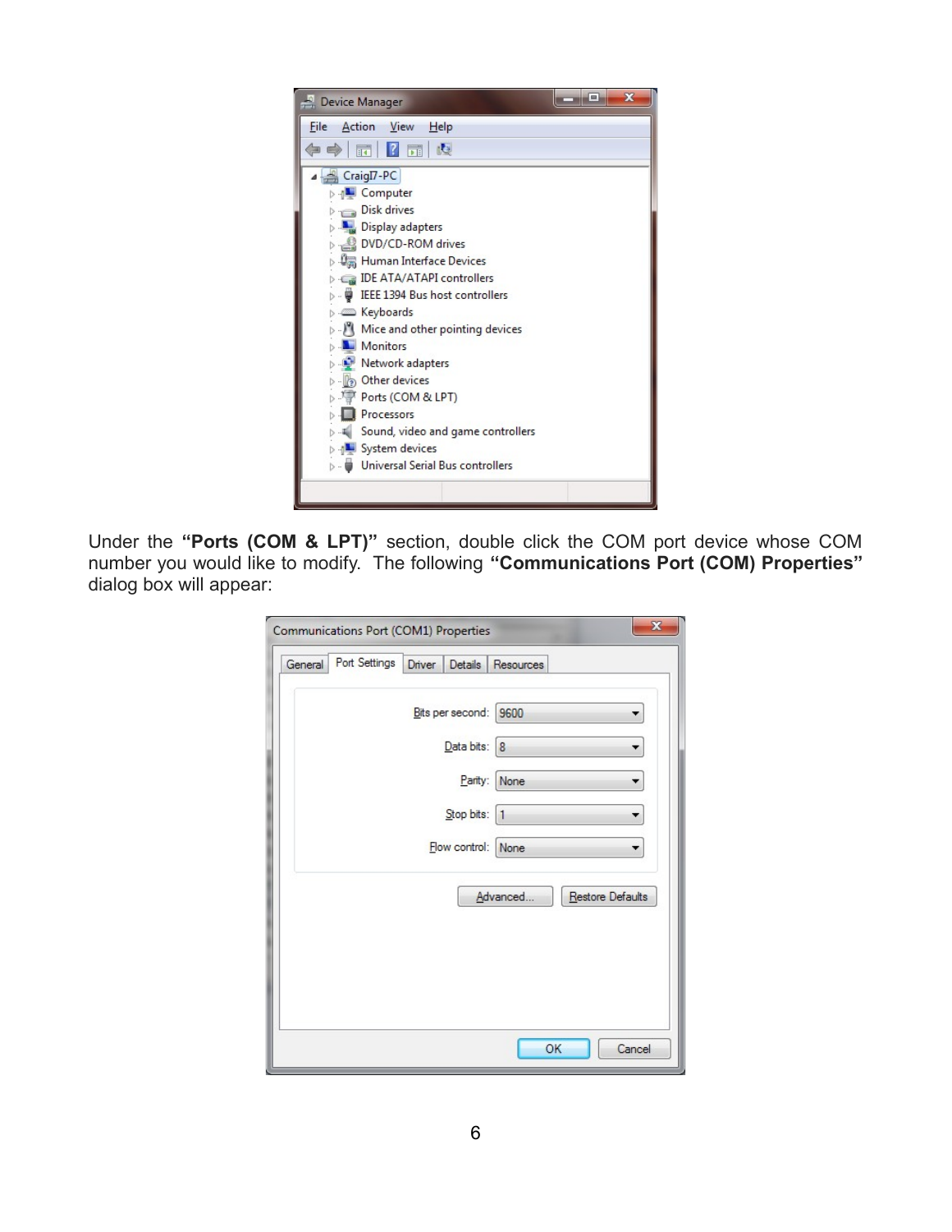Under the **"Ports (COM & LPT)"** section, double click the COM port device whose COM number you would like to modify. The following **"Communications Port (COM) Properties"** dialog box will appear: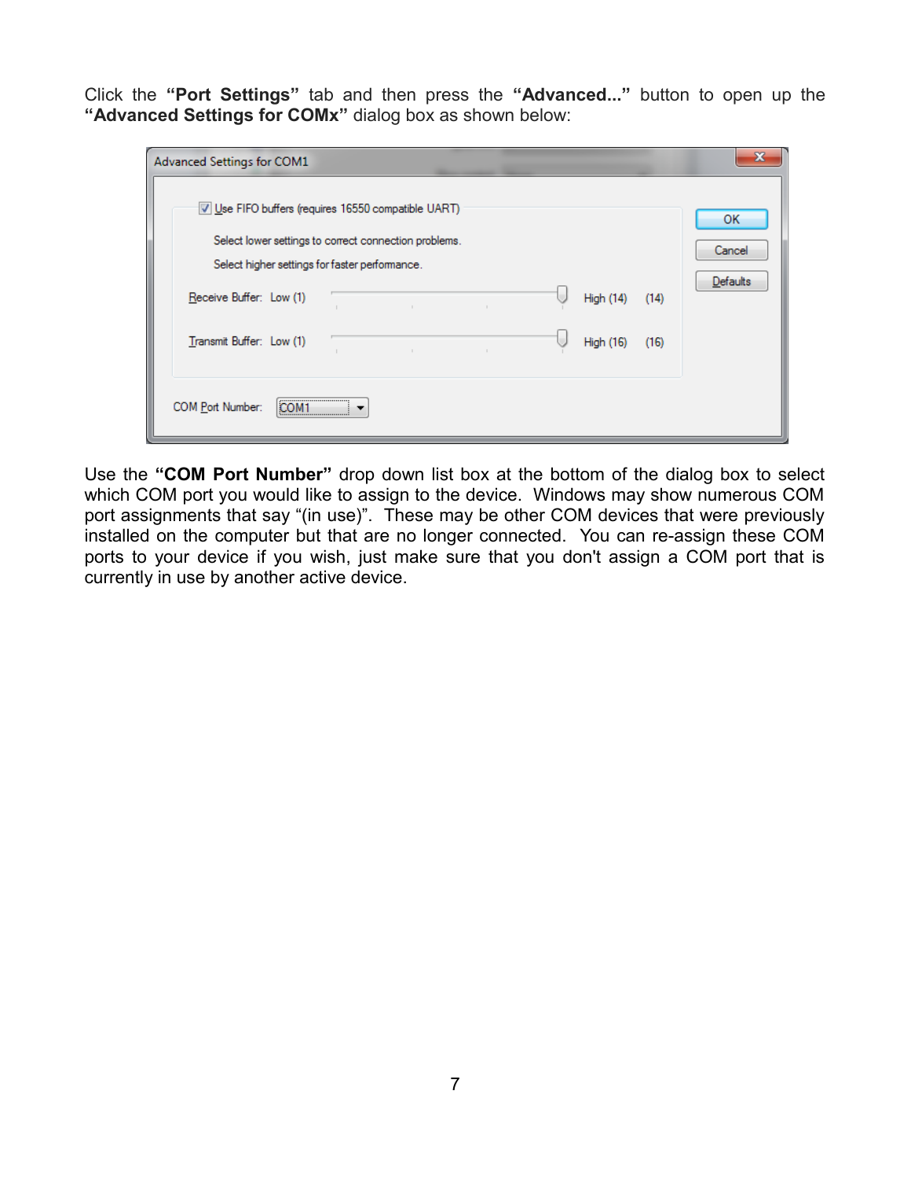Click the **"Port Settings"** tab and then press the **"Advanced..."** button to open up the **"Advanced Settings for COMx"** dialog box as shown below:

Use the **"COM Port Number"** drop down list box at the bottom of the dialog box to select which COM port you would like to assign to the device. Windows may show numerous COM port assignments that say "(in use)". These may be other COM devices that were previously installed on the computer but that are no longer connected. You can re-assign these COM ports to your device if you wish, just make sure that you don't assign a COM port that is currently in use by another active device.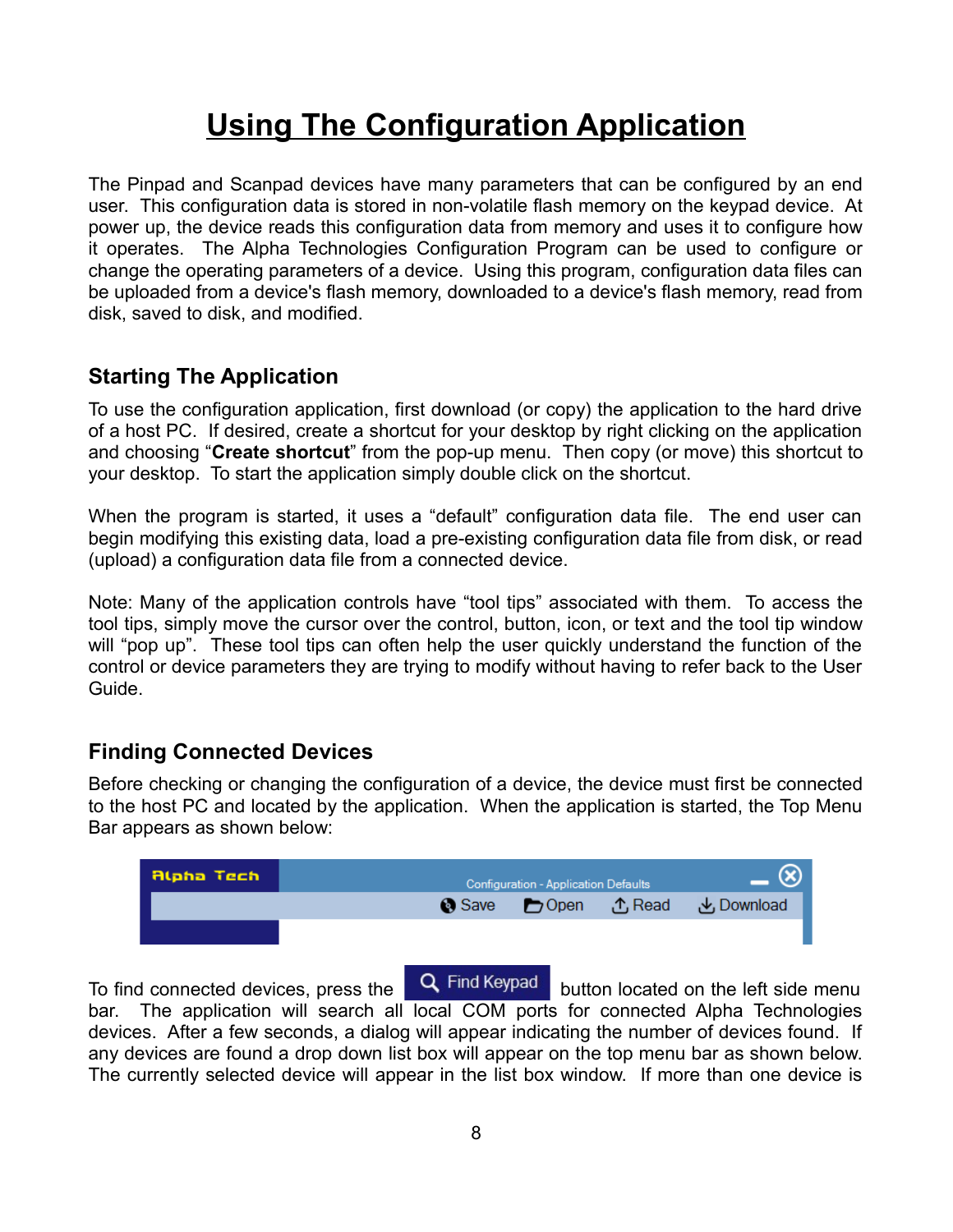# Using The Configuration Application

The Pinpad and Scanpad devices have many parameters that can be configured by an end user. This configuration data is stored in non-volatile flash memory on the keypad device. At power up, the device reads this configuration data from memory and uses it to configure how it operates. The Alpha Technologies Configuration Program can be used to configure or change the operating parameters of a device. Using this program, configuration data files can be uploaded from a device's flash memory, downloaded to a device's flash memory, read from disk, saved to disk, and modified.

## Starting The Application

To use the configuration application, first download (or copy) the application to the hard drive of a host PC. If desired, create a shortcut for your desktop by right clicking on the application and choosing "**Create shortcut**" from the pop-up menu. Then copy (or move) this shortcut to your desktop. To start the application simply double click on the shortcut.

When the program is started, it uses a "default" configuration data file. The end user can begin modifying this existing data, load a pre-existing configuration data file from disk, or read (upload) a configuration data file from a connected device.

Note: Many of the application controls have "tool tips" associated with them. To access the tool tips, simply move the cursor over the control, button, icon, or text and the tool tip window will "pop up". These tool tips can often help the user quickly understand the function of the control or device parameters they are trying to modify without having to refer back to the User Guide.

## Finding Connected Devices

Before checking or changing the configuration of a device, the device must first be connected to the host PC and located by the application. When the application is started, the Top Menu Bar appears as shown below:

Alpha Tech | Configuration - Application Defaults | Save | Open | Read | Download

To find connected devices, press the **Find Keypad** button located on the left side menu bar. The application will search all local COM ports for connected Alpha Technologies devices. After a few seconds, a dialog will appear indicating the number of devices found. If any devices are found a drop down list box will appear on the top menu bar as shown below. The currently selected device will appear in the list box window. If more than one device is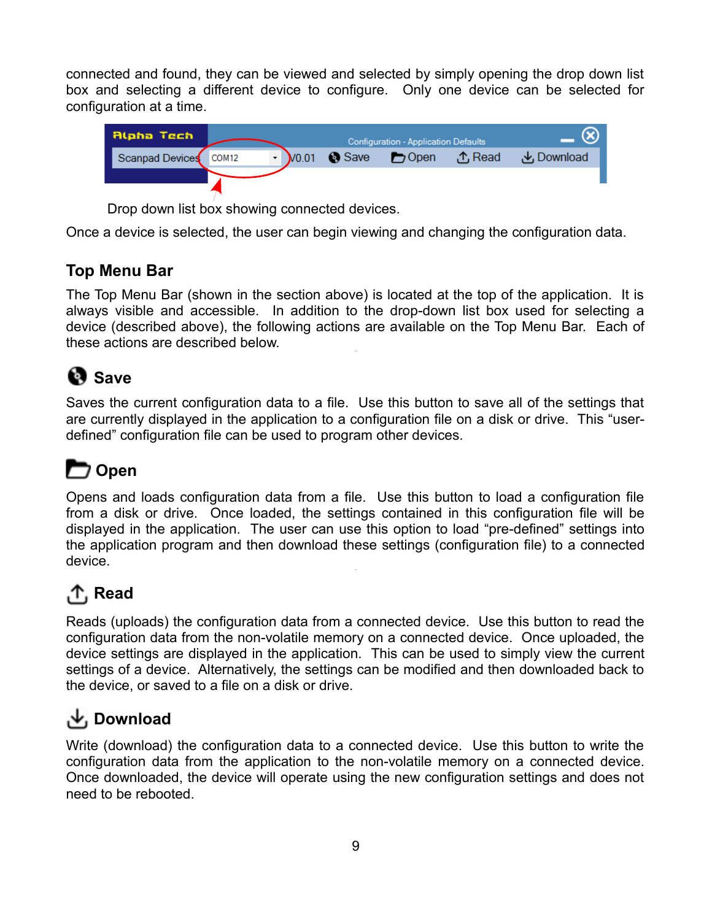connected and found, they can be viewed and selected by simply opening the drop down list box and selecting a different device to configure. Only one device can be selected for configuration at a time.

Drop down list box showing connected devices.

Once a device is selected, the user can begin viewing and changing the configuration data.

## Top Menu Bar

The Top Menu Bar (shown in the section above) is located at the top of the application. It is always visible and accessible. In addition to the drop-down list box used for selecting a device (described above), the following actions are available on the Top Menu Bar. Each of these actions are described below.

### Save

Saves the current configuration data to a file. Use this button to save all of the settings that are currently displayed in the application to a configuration file on a disk or drive. This "user-defined" configuration file can be used to program other devices.

### Open

Opens and loads configuration data from a file. Use this button to load a configuration file from a disk or drive. Once loaded, the settings contained in this configuration file will be displayed in the application. The user can use this option to load "pre-defined" settings into the application program and then download these settings (configuration file) to a connected device.

### Read

Reads (uploads) the configuration data from a connected device. Use this button to read the configuration data from the non-volatile memory on a connected device. Once uploaded, the device settings are displayed in the application. This can be used to simply view the current settings of a device. Alternatively, the settings can be modified and then downloaded back to the device, or saved to a file on a disk or drive.

### Download

Write (download) the configuration data to a connected device. Use this button to write the configuration data from the application to the non-volatile memory on a connected device. Once downloaded, the device will operate using the new configuration settings and does not need to be rebooted.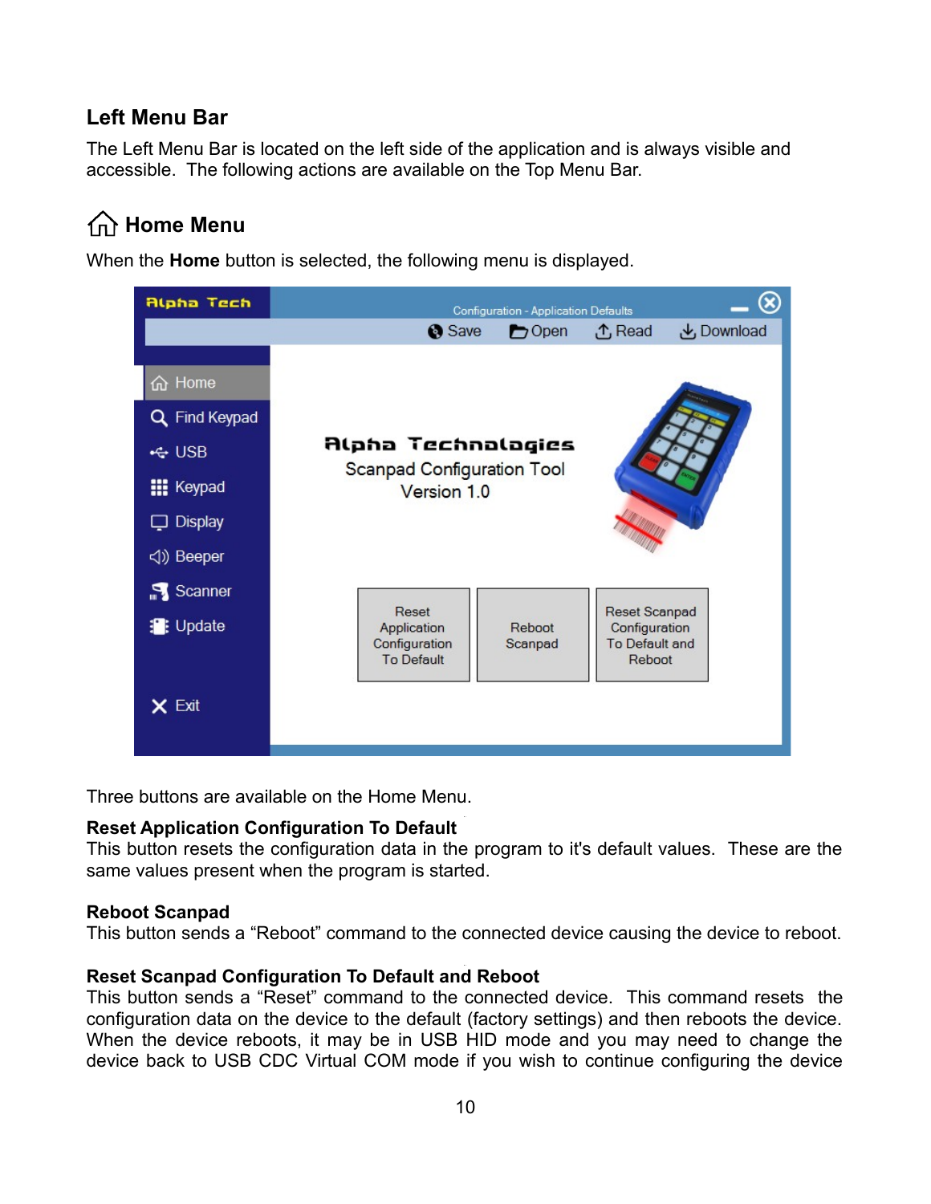## Left Menu Bar

The Left Menu Bar is located on the left side of the application and is always visible and accessible. The following actions are available on the Top Menu Bar.

### Home Menu

When the **Home** button is selected, the following menu is displayed.

Three buttons are available on the Home Menu.

**Reset Application Configuration To Default**
This button resets the configuration data in the program to it's default values. These are the same values present when the program is started.

**Reboot Scanpad**
This button sends a “Reboot” command to the connected device causing the device to reboot.

**Reset Scanpad Configuration To Default and Reboot**
This button sends a “Reset” command to the connected device. This command resets the configuration data on the device to the default (factory settings) and then reboots the device. When the device reboots, it may be in USB HID mode and you may need to change the device back to USB CDC Virtual COM mode if you wish to continue configuring the device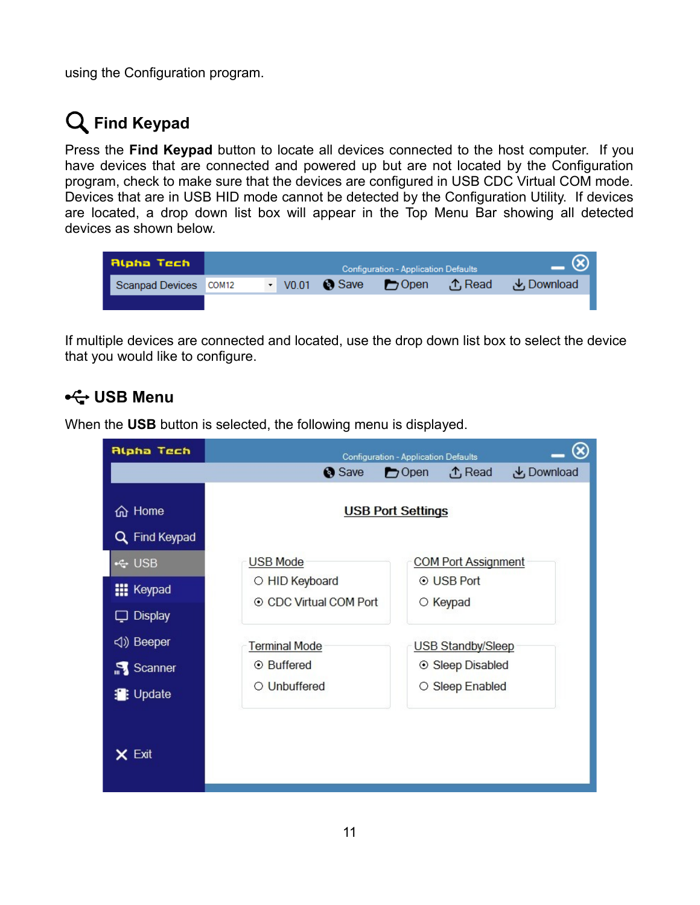using the Configuration program.

## Find Keypad

Press the **Find Keypad** button to locate all devices connected to the host computer. If you have devices that are connected and powered up but are not located by the Configuration program, check to make sure that the devices are configured in USB CDC Virtual COM mode. Devices that are in USB HID mode cannot be detected by the Configuration Utility. If devices are located, a drop down list box will appear in the Top Menu Bar showing all detected devices as shown below.

If multiple devices are connected and located, use the drop down list box to select the device that you would like to configure.

## USB Menu

When the **USB** button is selected, the following menu is displayed.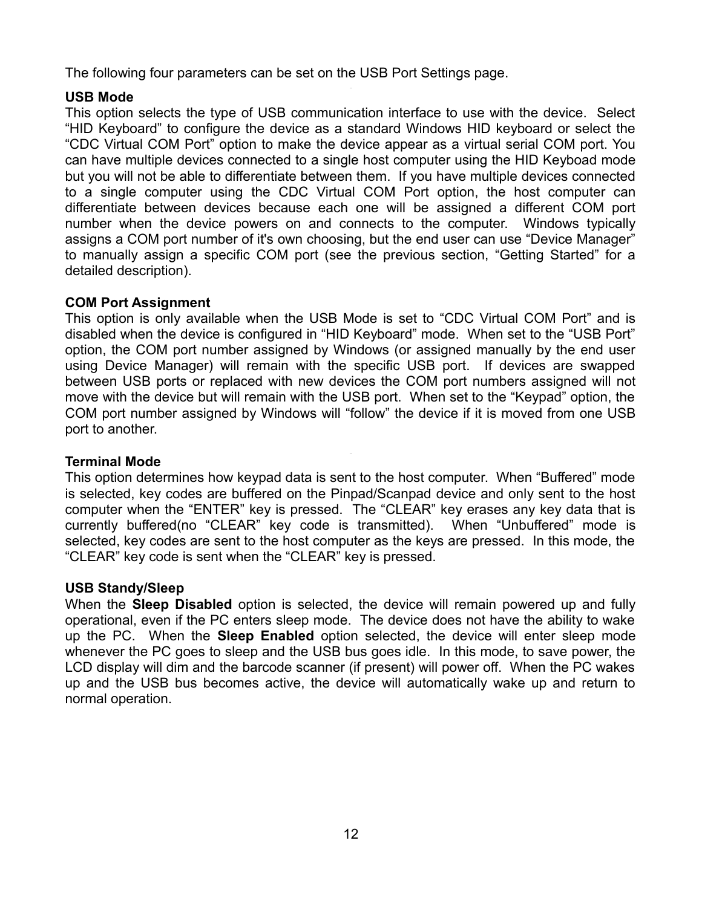The following four parameters can be set on the USB Port Settings page.

**USB Mode**

This option selects the type of USB communication interface to use with the device. Select "HID Keyboard" to configure the device as a standard Windows HID keyboard or select the "CDC Virtual COM Port" option to make the device appear as a virtual serial COM port. You can have multiple devices connected to a single host computer using the HID Keyboad mode but you will not be able to differentiate between them. If you have multiple devices connected to a single computer using the CDC Virtual COM Port option, the host computer can differentiate between devices because each one will be assigned a different COM port number when the device powers on and connects to the computer. Windows typically assigns a COM port number of it's own choosing, but the end user can use "Device Manager" to manually assign a specific COM port (see the previous section, "Getting Started" for a detailed description).

**COM Port Assignment**

This option is only available when the USB Mode is set to "CDC Virtual COM Port" and is disabled when the device is configured in "HID Keyboard" mode. When set to the "USB Port" option, the COM port number assigned by Windows (or assigned manually by the end user using Device Manager) will remain with the specific USB port. If devices are swapped between USB ports or replaced with new devices the COM port numbers assigned will not move with the device but will remain with the USB port. When set to the "Keypad" option, the COM port number assigned by Windows will "follow" the device if it is moved from one USB port to another.

**Terminal Mode**

This option determines how keypad data is sent to the host computer. When "Buffered" mode is selected, key codes are buffered on the Pinpad/Scanpad device and only sent to the host computer when the "ENTER" key is pressed. The "CLEAR" key erases any key data that is currently buffered(no "CLEAR" key code is transmitted). When "Unbuffered" mode is selected, key codes are sent to the host computer as the keys are pressed. In this mode, the "CLEAR" key code is sent when the "CLEAR" key is pressed.

**USB Standy/Sleep**

When the **Sleep Disabled** option is selected, the device will remain powered up and fully operational, even if the PC enters sleep mode. The device does not have the ability to wake up the PC. When the **Sleep Enabled** option selected, the device will enter sleep mode whenever the PC goes to sleep and the USB bus goes idle. In this mode, to save power, the LCD display will dim and the barcode scanner (if present) will power off. When the PC wakes up and the USB bus becomes active, the device will automatically wake up and return to normal operation.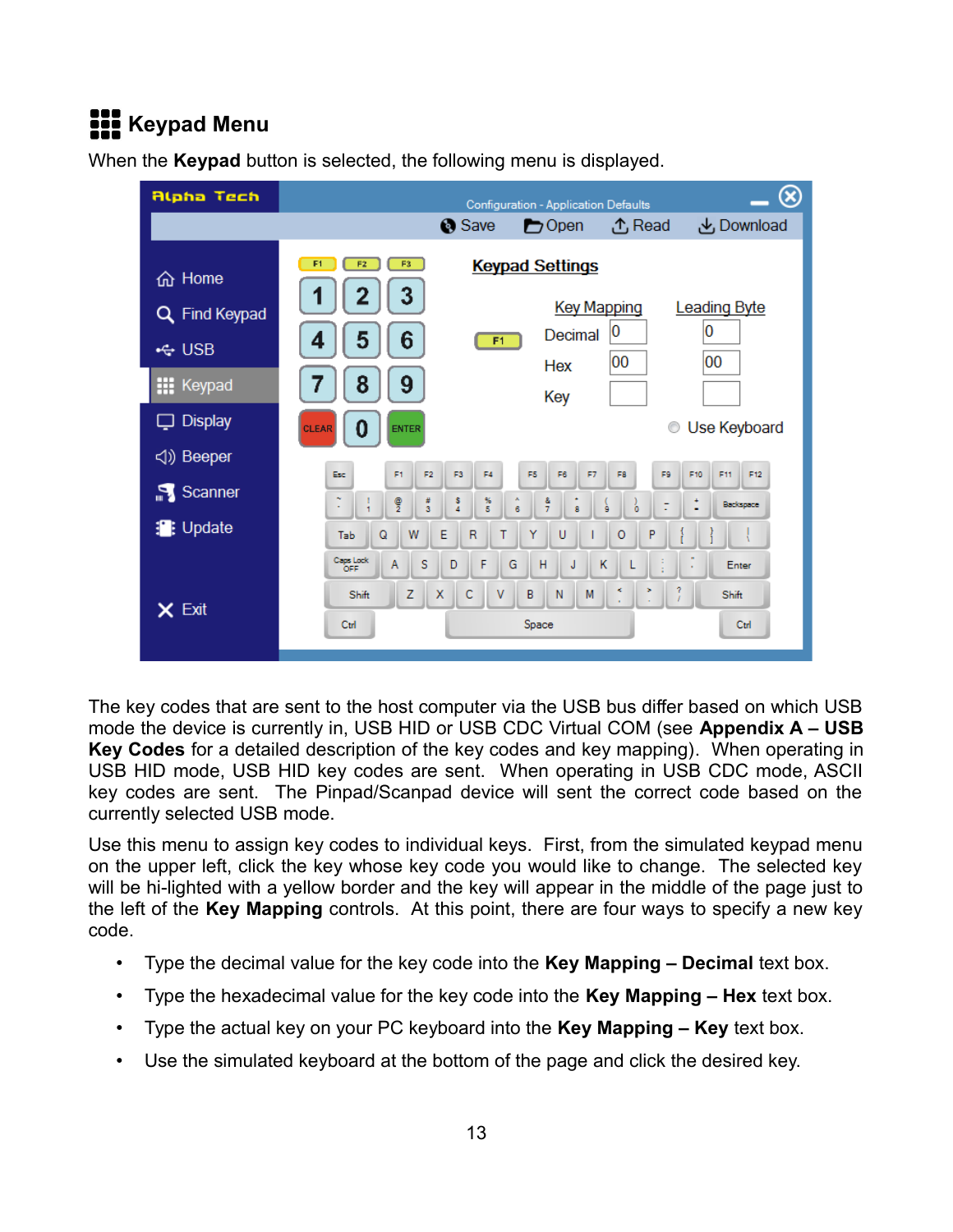## Keypad Menu

When the **Keypad** button is selected, the following menu is displayed.

The key codes that are sent to the host computer via the USB bus differ based on which USB mode the device is currently in, USB HID or USB CDC Virtual COM (see **Appendix A – USB Key Codes** for a detailed description of the key codes and key mapping). When operating in USB HID mode, USB HID key codes are sent. When operating in USB CDC mode, ASCII key codes are sent. The Pinpad/Scanpad device will sent the correct code based on the currently selected USB mode.

Use this menu to assign key codes to individual keys. First, from the simulated keypad menu on the upper left, click the key whose key code you would like to change. The selected key will be hi-lighted with a yellow border and the key will appear in the middle of the page just to the left of the **Key Mapping** controls. At this point, there are four ways to specify a new key code.

- Type the decimal value for the key code into the **Key Mapping – Decimal** text box.
- Type the hexadecimal value for the key code into the **Key Mapping – Hex** text box.
- Type the actual key on your PC keyboard into the **Key Mapping – Key** text box.
- Use the simulated keyboard at the bottom of the page and click the desired key.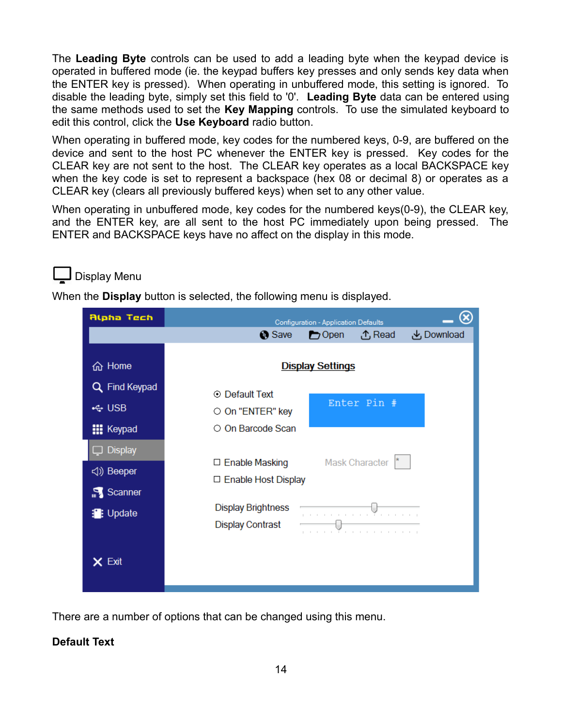The **Leading Byte** controls can be used to add a leading byte when the keypad device is operated in buffered mode (ie. the keypad buffers key presses and only sends key data when the ENTER key is pressed). When operating in unbuffered mode, this setting is ignored. To disable the leading byte, simply set this field to '0'. **Leading Byte** data can be entered using the same methods used to set the **Key Mapping** controls. To use the simulated keyboard to edit this control, click the **Use Keyboard** radio button.

When operating in buffered mode, key codes for the numbered keys, 0-9, are buffered on the device and sent to the host PC whenever the ENTER key is pressed. Key codes for the CLEAR key are not sent to the host. The CLEAR key operates as a local BACKSPACE key when the key code is set to represent a backspace (hex 08 or decimal 8) or operates as a CLEAR key (clears all previously buffered keys) when set to any other value.

When operating in unbuffered mode, key codes for the numbered keys(0-9), the CLEAR key, and the ENTER key, are all sent to the host PC immediately upon being pressed. The ENTER and BACKSPACE keys have no affect on the display in this mode.

## Display Menu

When the **Display** button is selected, the following menu is displayed.

There are a number of options that can be changed using this menu.

**Default Text**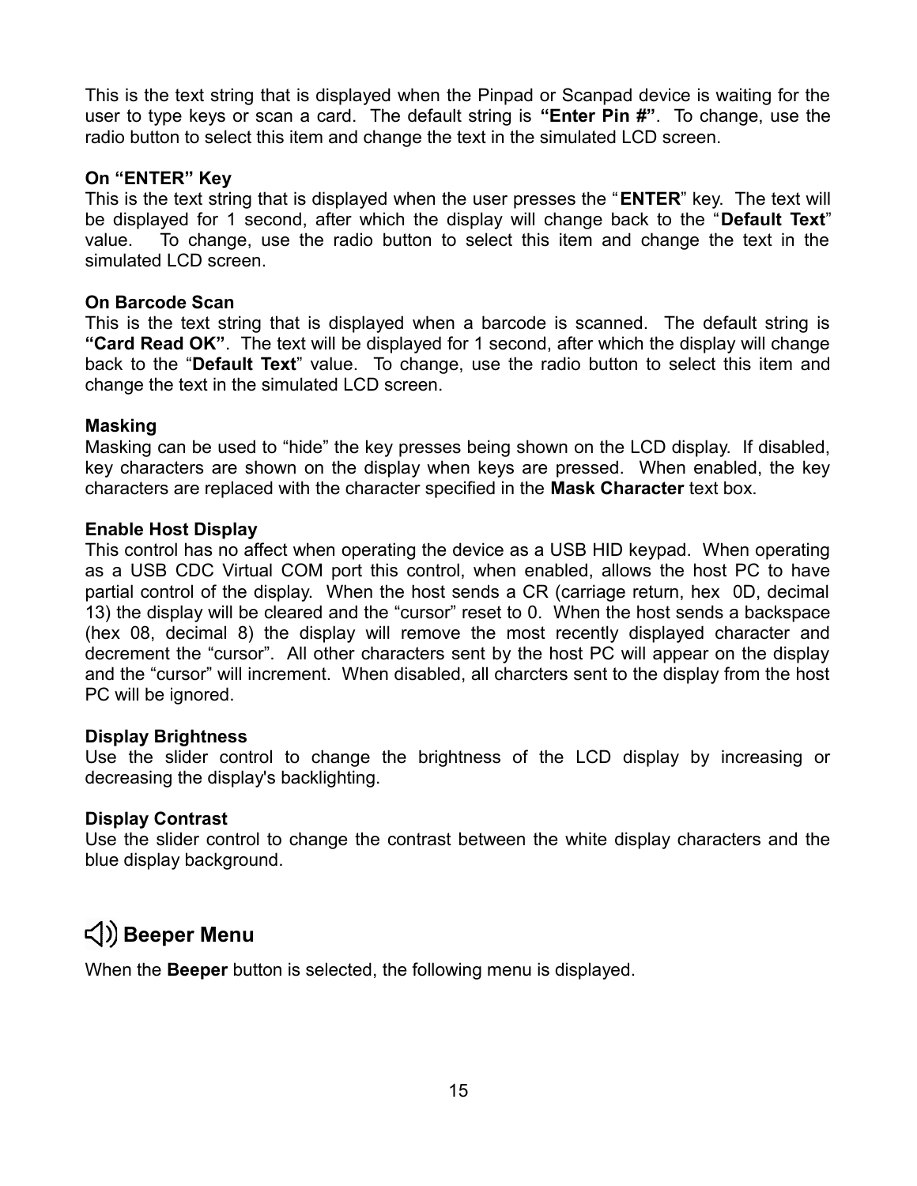This is the text string that is displayed when the Pinpad or Scanpad device is waiting for the user to type keys or scan a card. The default string is **"Enter Pin #"**. To change, use the radio button to select this item and change the text in the simulated LCD screen.

**On "ENTER" Key**
This is the text string that is displayed when the user presses the "**ENTER**" key. The text will be displayed for 1 second, after which the display will change back to the "**Default Text**" value. To change, use the radio button to select this item and change the text in the simulated LCD screen.

**On Barcode Scan**
This is the text string that is displayed when a barcode is scanned. The default string is **"Card Read OK"**. The text will be displayed for 1 second, after which the display will change back to the "**Default Text**" value. To change, use the radio button to select this item and change the text in the simulated LCD screen.

**Masking**
Masking can be used to "hide" the key presses being shown on the LCD display. If disabled, key characters are shown on the display when keys are pressed. When enabled, the key characters are replaced with the character specified in the **Mask Character** text box.

**Enable Host Display**
This control has no affect when operating the device as a USB HID keypad. When operating as a USB CDC Virtual COM port this control, when enabled, allows the host PC to have partial control of the display. When the host sends a CR (carriage return, hex 0D, decimal 13) the display will be cleared and the "cursor" reset to 0. When the host sends a backspace (hex 08, decimal 8) the display will remove the most recently displayed character and decrement the "cursor". All other characters sent by the host PC will appear on the display and the "cursor" will increment. When disabled, all charcters sent to the display from the host PC will be ignored.

**Display Brightness**
Use the slider control to change the brightness of the LCD display by increasing or decreasing the display's backlighting.

**Display Contrast**
Use the slider control to change the contrast between the white display characters and the blue display background.

## Beeper Menu

When the **Beeper** button is selected, the following menu is displayed.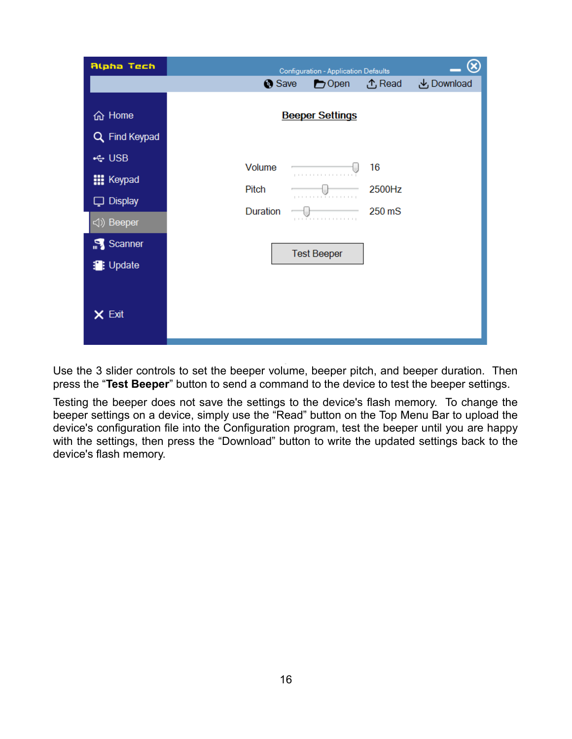Alpha Tech

Configuration - Application Defaults

Save | Open | Read | Download

- Home
- Find Keypad
- USB
- Keypad
- Display
- Beeper
- Scanner
- Update
- Exit

**Beeper Settings**

| | |
|---|---|
| Volume | 16 |
| Pitch | 2500Hz |
| Duration | 250 mS |

Test Beeper

Use the 3 slider controls to set the beeper volume, beeper pitch, and beeper duration. Then press the "**Test Beeper**" button to send a command to the device to test the beeper settings.

Testing the beeper does not save the settings to the device's flash memory. To change the beeper settings on a device, simply use the "Read" button on the Top Menu Bar to upload the device's configuration file into the Configuration program, test the beeper until you are happy with the settings, then press the "Download" button to write the updated settings back to the device's flash memory.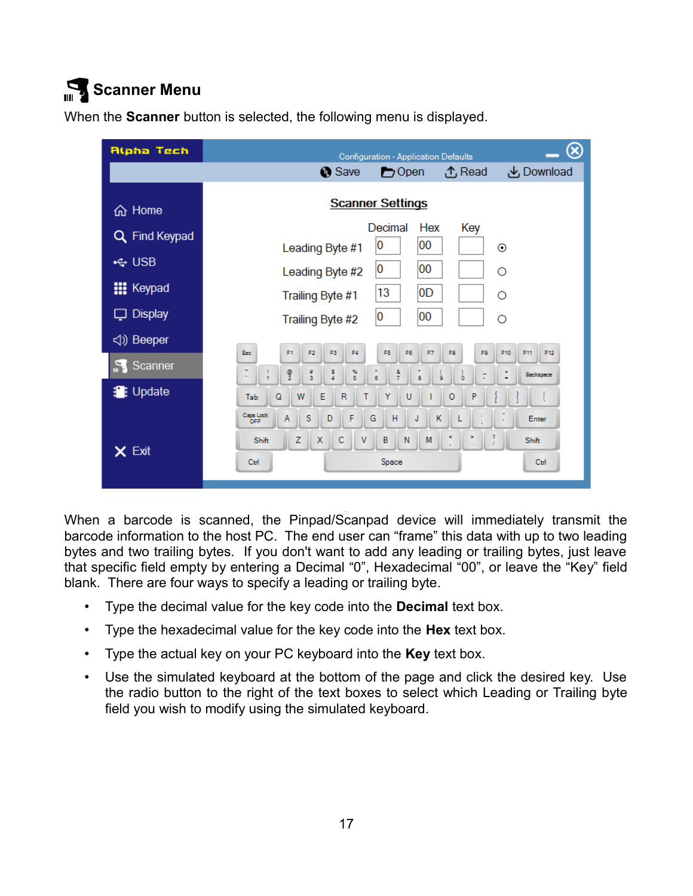## Scanner Menu

When the **Scanner** button is selected, the following menu is displayed.

When a barcode is scanned, the Pinpad/Scanpad device will immediately transmit the barcode information to the host PC. The end user can “frame” this data with up to two leading bytes and two trailing bytes. If you don't want to add any leading or trailing bytes, just leave that specific field empty by entering a Decimal “0”, Hexadecimal “00”, or leave the “Key” field blank. There are four ways to specify a leading or trailing byte.

- Type the decimal value for the key code into the **Decimal** text box.
- Type the hexadecimal value for the key code into the **Hex** text box.
- Type the actual key on your PC keyboard into the **Key** text box.
- Use the simulated keyboard at the bottom of the page and click the desired key. Use the radio button to the right of the text boxes to select which Leading or Trailing byte field you wish to modify using the simulated keyboard.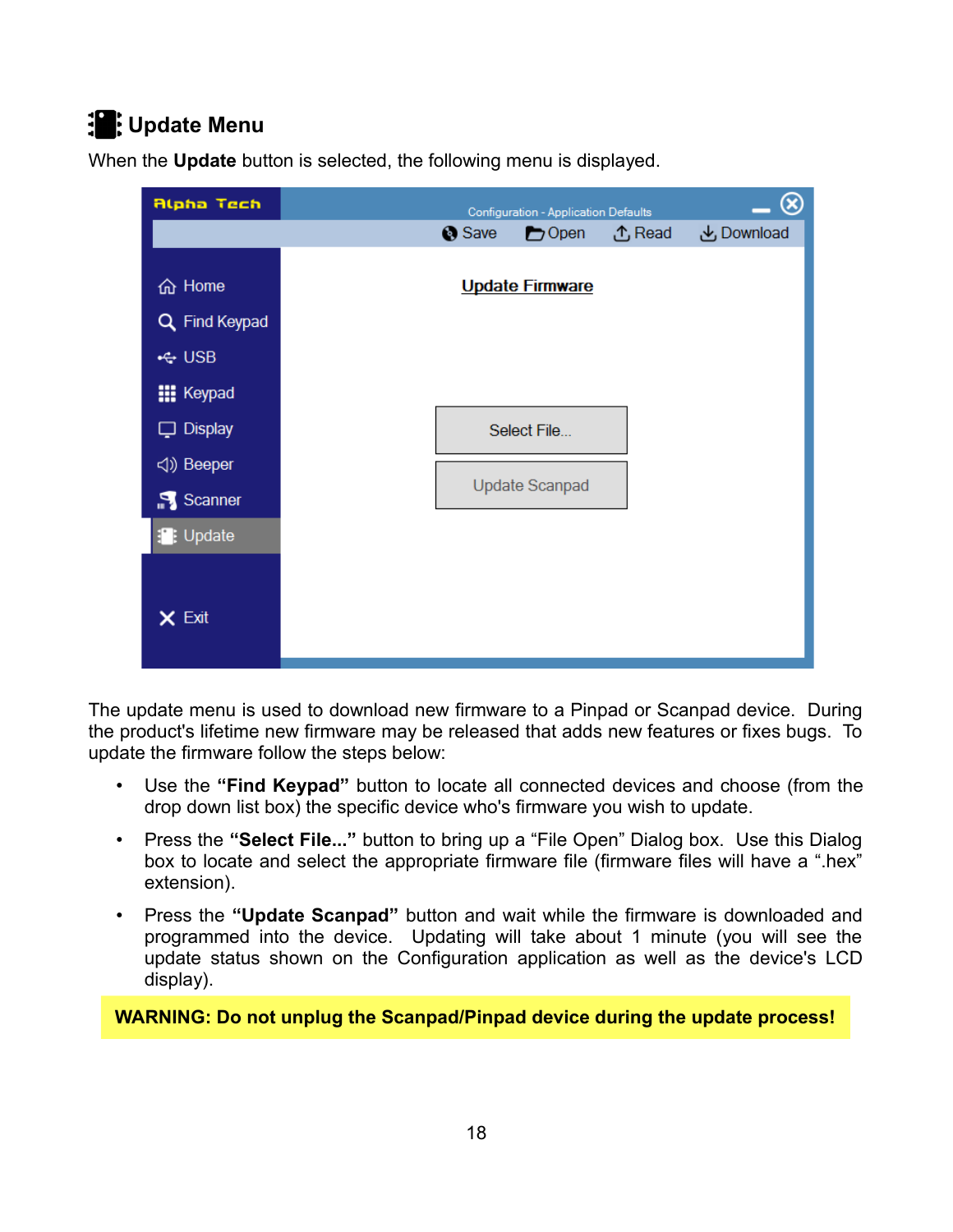## Update Menu

When the **Update** button is selected, the following menu is displayed.

The update menu is used to download new firmware to a Pinpad or Scanpad device. During the product's lifetime new firmware may be released that adds new features or fixes bugs. To update the firmware follow the steps below:

- Use the **"Find Keypad"** button to locate all connected devices and choose (from the drop down list box) the specific device who's firmware you wish to update.
- Press the **"Select File..."** button to bring up a "File Open" Dialog box. Use this Dialog box to locate and select the appropriate firmware file (firmware files will have a ".hex" extension).
- Press the **"Update Scanpad"** button and wait while the firmware is downloaded and programmed into the device. Updating will take about 1 minute (you will see the update status shown on the Configuration application as well as the device's LCD display).

**WARNING: Do not unplug the Scanpad/Pinpad device during the update process!**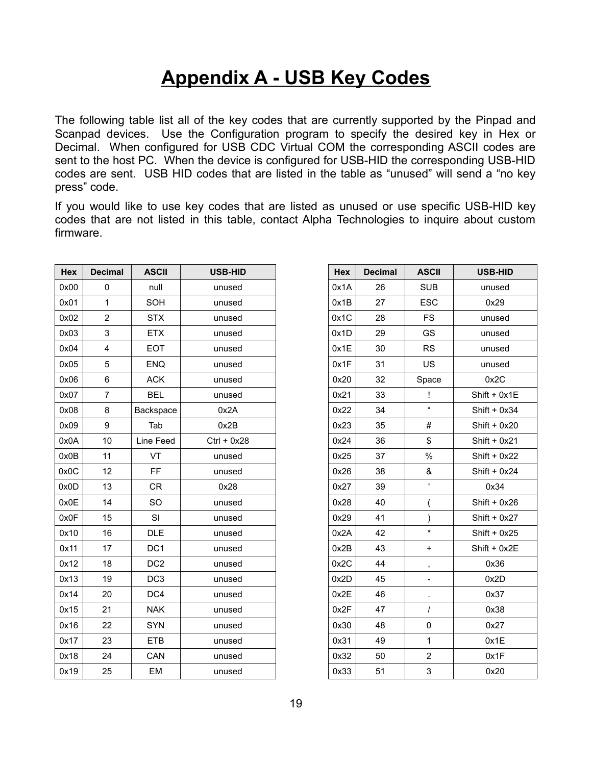# Appendix A - USB Key Codes

The following table list all of the key codes that are currently supported by the Pinpad and Scanpad devices. Use the Configuration program to specify the desired key in Hex or Decimal. When configured for USB CDC Virtual COM the corresponding ASCII codes are sent to the host PC. When the device is configured for USB-HID the corresponding USB-HID codes are sent. USB HID codes that are listed in the table as "unused" will send a "no key press" code.

If you would like to use key codes that are listed as unused or use specific USB-HID key codes that are not listed in this table, contact Alpha Technologies to inquire about custom firmware.

| Hex | Decimal | ASCII | USB-HID |
|---|---|---|---|
| 0x00 | 0 | null | unused |
| 0x01 | 1 | SOH | unused |
| 0x02 | 2 | STX | unused |
| 0x03 | 3 | ETX | unused |
| 0x04 | 4 | EOT | unused |
| 0x05 | 5 | ENQ | unused |
| 0x06 | 6 | ACK | unused |
| 0x07 | 7 | BEL | unused |
| 0x08 | 8 | Backspace | 0x2A |
| 0x09 | 9 | Tab | 0x2B |
| 0x0A | 10 | Line Feed | Ctrl + 0x28 |
| 0x0B | 11 | VT | unused |
| 0x0C | 12 | FF | unused |
| 0x0D | 13 | CR | 0x28 |
| 0x0E | 14 | SO | unused |
| 0x0F | 15 | SI | unused |
| 0x10 | 16 | DLE | unused |
| 0x11 | 17 | DC1 | unused |
| 0x12 | 18 | DC2 | unused |
| 0x13 | 19 | DC3 | unused |
| 0x14 | 20 | DC4 | unused |
| 0x15 | 21 | NAK | unused |
| 0x16 | 22 | SYN | unused |
| 0x17 | 23 | ETB | unused |
| 0x18 | 24 | CAN | unused |
| 0x19 | 25 | EM | unused |

| Hex | Decimal | ASCII | USB-HID |
|---|---|---|---|
| 0x1A | 26 | SUB | unused |
| 0x1B | 27 | ESC | 0x29 |
| 0x1C | 28 | FS | unused |
| 0x1D | 29 | GS | unused |
| 0x1E | 30 | RS | unused |
| 0x1F | 31 | US | unused |
| 0x20 | 32 | Space | 0x2C |
| 0x21 | 33 | ! | Shift + 0x1E |
| 0x22 | 34 | " | Shift + 0x34 |
| 0x23 | 35 | # | Shift + 0x20 |
| 0x24 | 36 | $ | Shift + 0x21 |
| 0x25 | 37 | % | Shift + 0x22 |
| 0x26 | 38 | & | Shift + 0x24 |
| 0x27 | 39 | ' | 0x34 |
| 0x28 | 40 | ( | Shift + 0x26 |
| 0x29 | 41 | ) | Shift + 0x27 |
| 0x2A | 42 | * | Shift + 0x25 |
| 0x2B | 43 | + | Shift + 0x2E |
| 0x2C | 44 | , | 0x36 |
| 0x2D | 45 | - | 0x2D |
| 0x2E | 46 | . | 0x37 |
| 0x2F | 47 | / | 0x38 |
| 0x30 | 48 | 0 | 0x27 |
| 0x31 | 49 | 1 | 0x1E |
| 0x32 | 50 | 2 | 0x1F |
| 0x33 | 51 | 3 | 0x20 |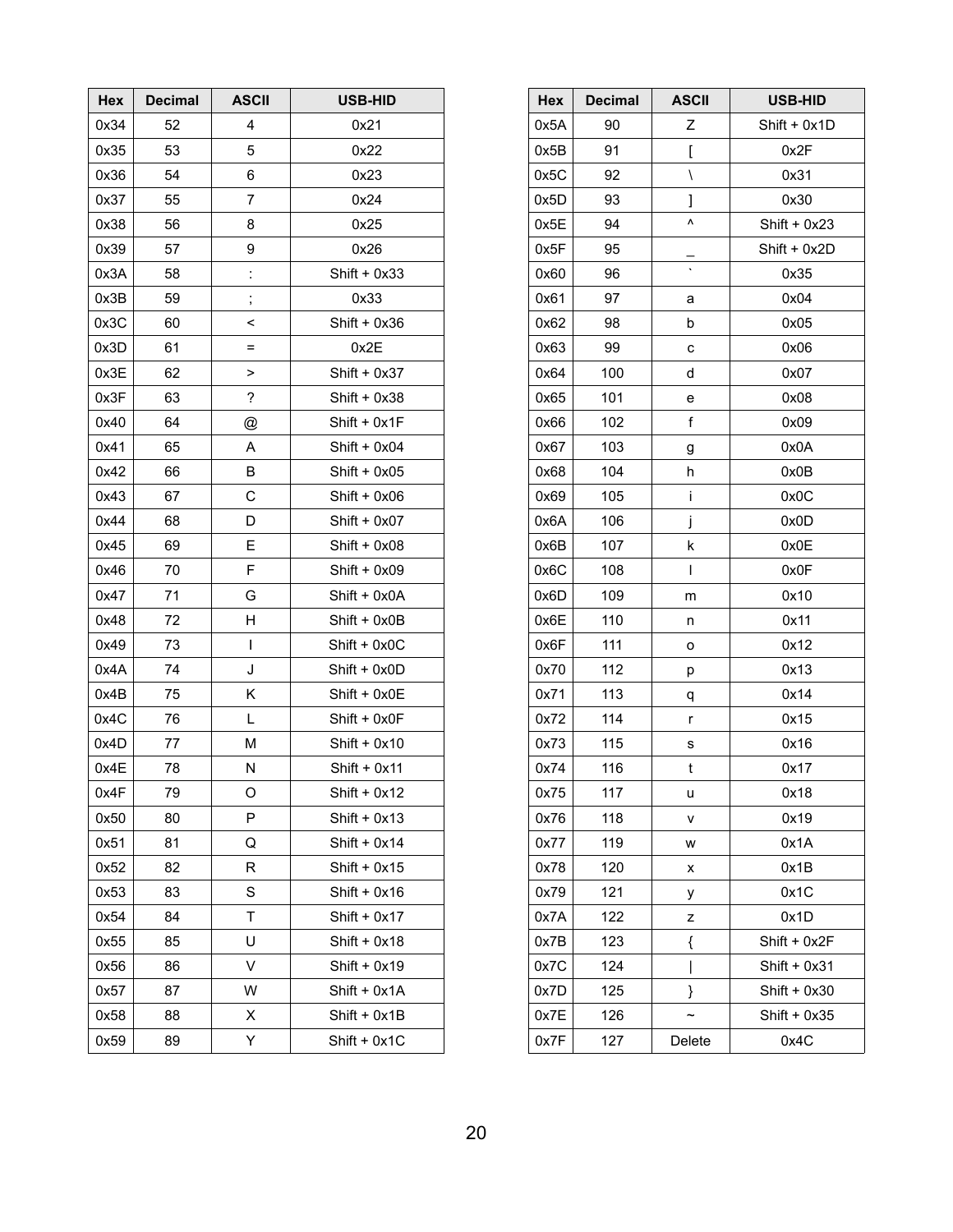| Hex | Decimal | ASCII | USB-HID |
|---|---|---|---|
| 0x34 | 52 | 4 | 0x21 |
| 0x35 | 53 | 5 | 0x22 |
| 0x36 | 54 | 6 | 0x23 |
| 0x37 | 55 | 7 | 0x24 |
| 0x38 | 56 | 8 | 0x25 |
| 0x39 | 57 | 9 | 0x26 |
| 0x3A | 58 | : | Shift + 0x33 |
| 0x3B | 59 | ; | 0x33 |
| 0x3C | 60 | < | Shift + 0x36 |
| 0x3D | 61 | = | 0x2E |
| 0x3E | 62 | > | Shift + 0x37 |
| 0x3F | 63 | ? | Shift + 0x38 |
| 0x40 | 64 | @ | Shift + 0x1F |
| 0x41 | 65 | A | Shift + 0x04 |
| 0x42 | 66 | B | Shift + 0x05 |
| 0x43 | 67 | C | Shift + 0x06 |
| 0x44 | 68 | D | Shift + 0x07 |
| 0x45 | 69 | E | Shift + 0x08 |
| 0x46 | 70 | F | Shift + 0x09 |
| 0x47 | 71 | G | Shift + 0x0A |
| 0x48 | 72 | H | Shift + 0x0B |
| 0x49 | 73 | I | Shift + 0x0C |
| 0x4A | 74 | J | Shift + 0x0D |
| 0x4B | 75 | K | Shift + 0x0E |
| 0x4C | 76 | L | Shift + 0x0F |
| 0x4D | 77 | M | Shift + 0x10 |
| 0x4E | 78 | N | Shift + 0x11 |
| 0x4F | 79 | O | Shift + 0x12 |
| 0x50 | 80 | P | Shift + 0x13 |
| 0x51 | 81 | Q | Shift + 0x14 |
| 0x52 | 82 | R | Shift + 0x15 |
| 0x53 | 83 | S | Shift + 0x16 |
| 0x54 | 84 | T | Shift + 0x17 |
| 0x55 | 85 | U | Shift + 0x18 |
| 0x56 | 86 | V | Shift + 0x19 |
| 0x57 | 87 | W | Shift + 0x1A |
| 0x58 | 88 | X | Shift + 0x1B |
| 0x59 | 89 | Y | Shift + 0x1C |

| Hex | Decimal | ASCII | USB-HID |
|---|---|---|---|
| 0x5A | 90 | Z | Shift + 0x1D |
| 0x5B | 91 | [ | 0x2F |
| 0x5C | 92 | \ | 0x31 |
| 0x5D | 93 | ] | 0x30 |
| 0x5E | 94 | ^ | Shift + 0x23 |
| 0x5F | 95 | _ | Shift + 0x2D |
| 0x60 | 96 | ` | 0x35 |
| 0x61 | 97 | a | 0x04 |
| 0x62 | 98 | b | 0x05 |
| 0x63 | 99 | c | 0x06 |
| 0x64 | 100 | d | 0x07 |
| 0x65 | 101 | e | 0x08 |
| 0x66 | 102 | f | 0x09 |
| 0x67 | 103 | g | 0x0A |
| 0x68 | 104 | h | 0x0B |
| 0x69 | 105 | i | 0x0C |
| 0x6A | 106 | j | 0x0D |
| 0x6B | 107 | k | 0x0E |
| 0x6C | 108 | l | 0x0F |
| 0x6D | 109 | m | 0x10 |
| 0x6E | 110 | n | 0x11 |
| 0x6F | 111 | o | 0x12 |
| 0x70 | 112 | p | 0x13 |
| 0x71 | 113 | q | 0x14 |
| 0x72 | 114 | r | 0x15 |
| 0x73 | 115 | s | 0x16 |
| 0x74 | 116 | t | 0x17 |
| 0x75 | 117 | u | 0x18 |
| 0x76 | 118 | v | 0x19 |
| 0x77 | 119 | w | 0x1A |
| 0x78 | 120 | x | 0x1B |
| 0x79 | 121 | y | 0x1C |
| 0x7A | 122 | z | 0x1D |
| 0x7B | 123 | { | Shift + 0x2F |
| 0x7C | 124 | \| | Shift + 0x31 |
| 0x7D | 125 | } | Shift + 0x30 |
| 0x7E | 126 | ~ | Shift + 0x35 |
| 0x7F | 127 | Delete | 0x4C |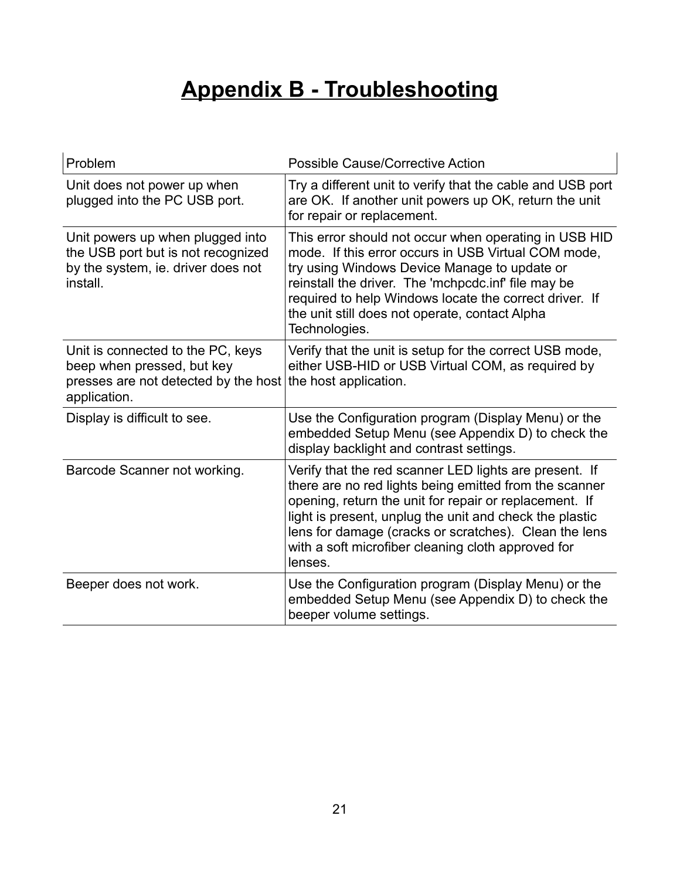# Appendix B - Troubleshooting

| Problem | Possible Cause/Corrective Action |
|---|---|
| Unit does not power up when plugged into the PC USB port. | Try a different unit to verify that the cable and USB port are OK. If another unit powers up OK, return the unit for repair or replacement. |
| Unit powers up when plugged into the USB port but is not recognized by the system, ie. driver does not install. | This error should not occur when operating in USB HID mode. If this error occurs in USB Virtual COM mode, try using Windows Device Manage to update or reinstall the driver. The 'mchpcdc.inf' file may be required to help Windows locate the correct driver. If the unit still does not operate, contact Alpha Technologies. |
| Unit is connected to the PC, keys beep when pressed, but key presses are not detected by the host application. | Verify that the unit is setup for the correct USB mode, either USB-HID or USB Virtual COM, as required by the host application. |
| Display is difficult to see. | Use the Configuration program (Display Menu) or the embedded Setup Menu (see Appendix D) to check the display backlight and contrast settings. |
| Barcode Scanner not working. | Verify that the red scanner LED lights are present. If there are no red lights being emitted from the scanner opening, return the unit for repair or replacement. If light is present, unplug the unit and check the plastic lens for damage (cracks or scratches). Clean the lens with a soft microfiber cleaning cloth approved for lenses. |
| Beeper does not work. | Use the Configuration program (Display Menu) or the embedded Setup Menu (see Appendix D) to check the beeper volume settings. |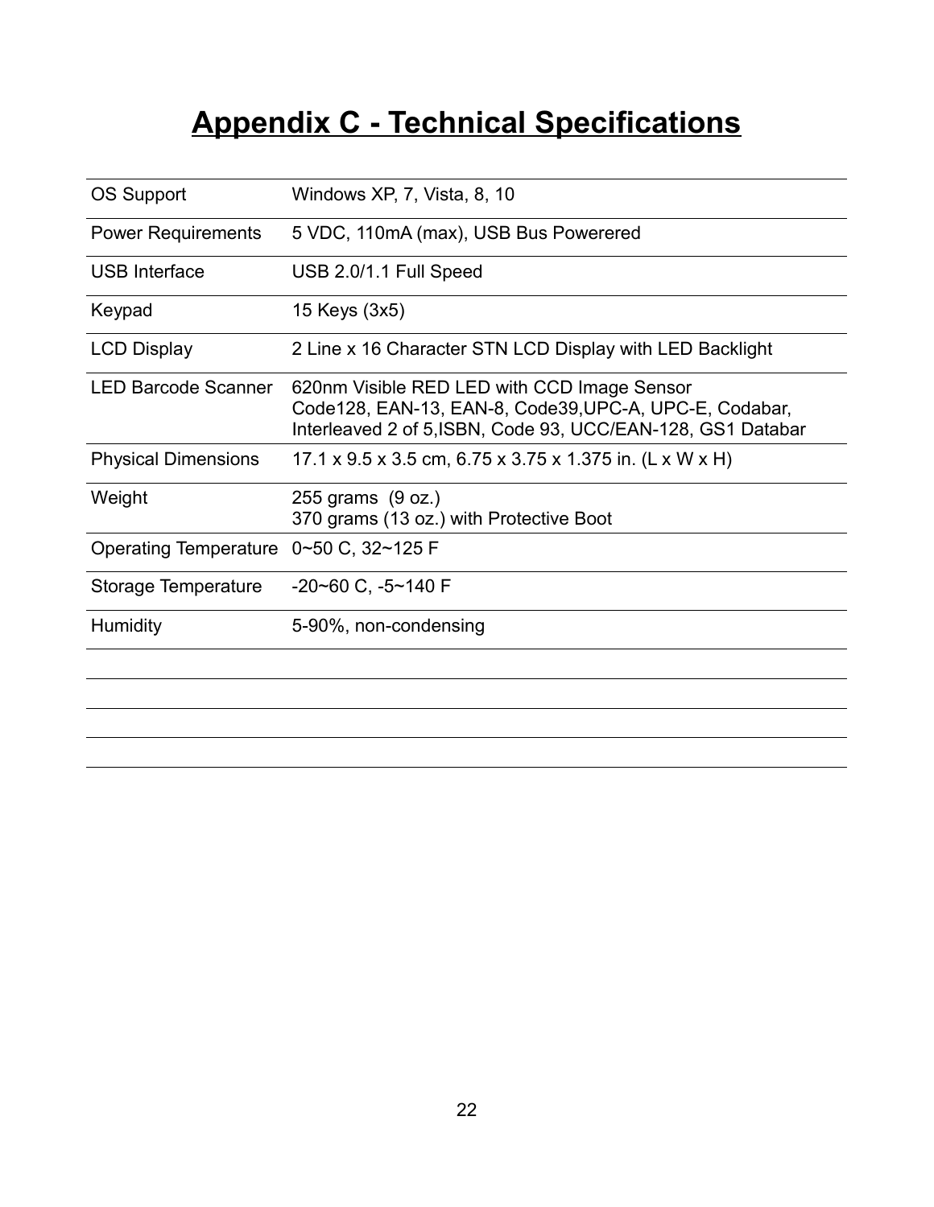# Appendix C - Technical Specifications

| | |
|---|---|
| OS Support | Windows XP, 7, Vista, 8, 10 |
| Power Requirements | 5 VDC, 110mA (max), USB Bus Powerered |
| USB Interface | USB 2.0/1.1 Full Speed |
| Keypad | 15 Keys (3x5) |
| LCD Display | 2 Line x 16 Character STN LCD Display with LED Backlight |
| LED Barcode Scanner | 620nm Visible RED LED with CCD Image Sensor<br>Code128, EAN-13, EAN-8, Code39,UPC-A, UPC-E, Codabar, Interleaved 2 of 5,ISBN, Code 93, UCC/EAN-128, GS1 Databar |
| Physical Dimensions | 17.1 x 9.5 x 3.5 cm, 6.75 x 3.75 x 1.375 in. (L x W x H) |
| Weight | 255 grams (9 oz.)<br>370 grams (13 oz.) with Protective Boot |
| Operating Temperature | 0~50 C, 32~125 F |
| Storage Temperature | -20~60 C, -5~140 F |
| Humidity | 5-90%, non-condensing |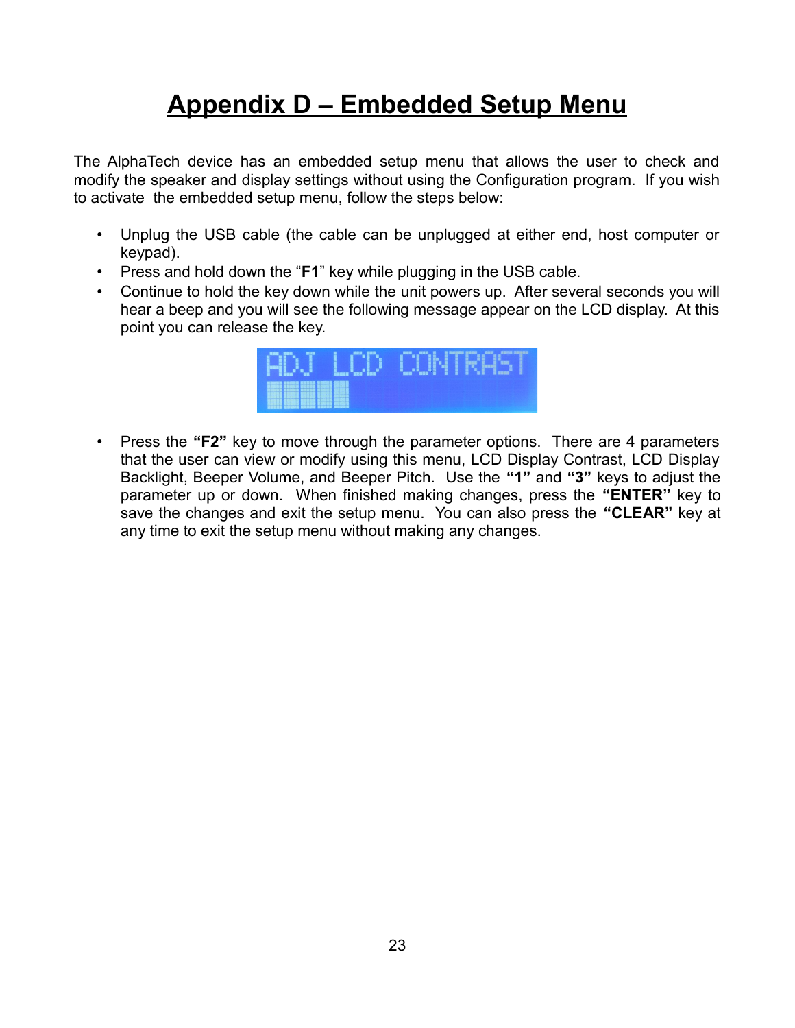# Appendix D – Embedded Setup Menu

The AlphaTech device has an embedded setup menu that allows the user to check and modify the speaker and display settings without using the Configuration program. If you wish to activate the embedded setup menu, follow the steps below:

- Unplug the USB cable (the cable can be unplugged at either end, host computer or keypad).
- Press and hold down the "**F1**" key while plugging in the USB cable.
- Continue to hold the key down while the unit powers up. After several seconds you will hear a beep and you will see the following message appear on the LCD display. At this point you can release the key.

- Press the **"F2"** key to move through the parameter options. There are 4 parameters that the user can view or modify using this menu, LCD Display Contrast, LCD Display Backlight, Beeper Volume, and Beeper Pitch. Use the **"1"** and **"3"** keys to adjust the parameter up or down. When finished making changes, press the **"ENTER"** key to save the changes and exit the setup menu. You can also press the **"CLEAR"** key at any time to exit the setup menu without making any changes.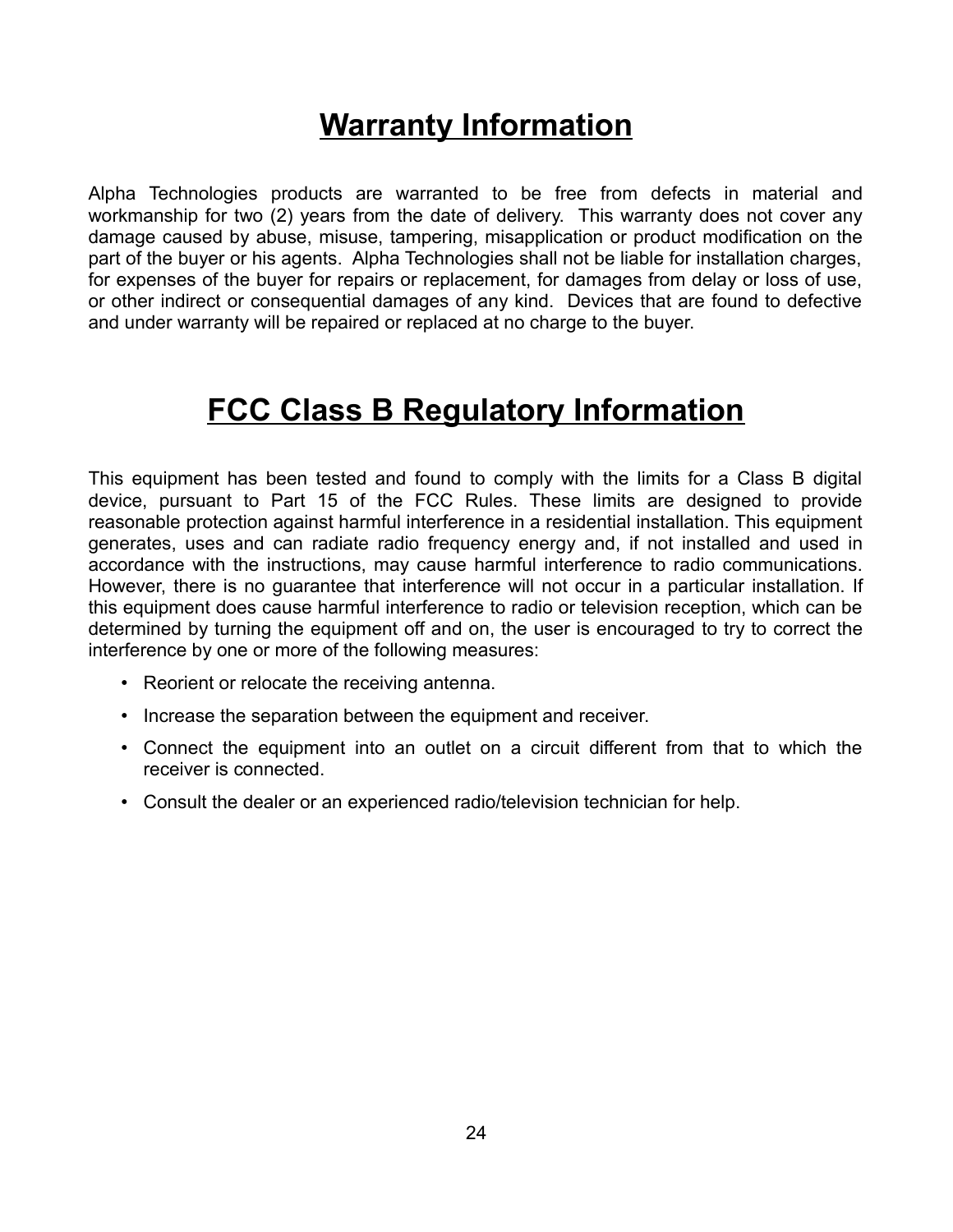# Warranty Information

Alpha Technologies products are warranted to be free from defects in material and workmanship for two (2) years from the date of delivery. This warranty does not cover any damage caused by abuse, misuse, tampering, misapplication or product modification on the part of the buyer or his agents. Alpha Technologies shall not be liable for installation charges, for expenses of the buyer for repairs or replacement, for damages from delay or loss of use, or other indirect or consequential damages of any kind. Devices that are found to defective and under warranty will be repaired or replaced at no charge to the buyer.

# FCC Class B Regulatory Information

This equipment has been tested and found to comply with the limits for a Class B digital device, pursuant to Part 15 of the FCC Rules. These limits are designed to provide reasonable protection against harmful interference in a residential installation. This equipment generates, uses and can radiate radio frequency energy and, if not installed and used in accordance with the instructions, may cause harmful interference to radio communications. However, there is no guarantee that interference will not occur in a particular installation. If this equipment does cause harmful interference to radio or television reception, which can be determined by turning the equipment off and on, the user is encouraged to try to correct the interference by one or more of the following measures:

- Reorient or relocate the receiving antenna.
- Increase the separation between the equipment and receiver.
- Connect the equipment into an outlet on a circuit different from that to which the receiver is connected.
- Consult the dealer or an experienced radio/television technician for help.